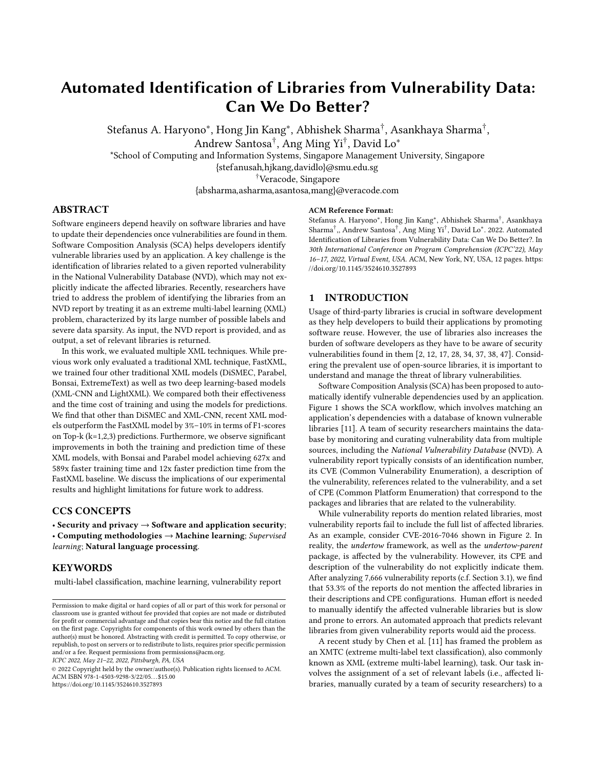# Automated Identification of Libraries from Vulnerability Data: Can We Do Better?

Stefanus A. Haryono*, Hong Jin Kang*, Abhishek Sharma†, Asankhaya Sharma†, Andrew Santosa†, Ang Ming Yi†, David Lo*

*School of Computing and Information Systems, Singapore Management University, Singapore
{stefanusah,hjkang,davidlo}@smu.edu.sg

†Veracode, Singapore
{absharma,asharma,asantosa,mang}@veracode.com

## ABSTRACT

Software engineers depend heavily on software libraries and have to update their dependencies once vulnerabilities are found in them. Software Composition Analysis (SCA) helps developers identify vulnerable libraries used by an application. A key challenge is the identification of libraries related to a given reported vulnerability in the National Vulnerability Database (NVD), which may not explicitly indicate the affected libraries. Recently, researchers have tried to address the problem of identifying the libraries from an NVD report by treating it as an extreme multi-label learning (XML) problem, characterized by its large number of possible labels and severe data sparsity. As input, the NVD report is provided, and as output, a set of relevant libraries is returned.

In this work, we evaluated multiple XML techniques. While previous work only evaluated a traditional XML technique, FastXML, we trained four other traditional XML models (DiSMEC, Parabel, Bonsai, ExtremeText) as well as two deep learning-based models (XML-CNN and LightXML). We compared both their effectiveness and the time cost of training and using the models for predictions. We find that other than DiSMEC and XML-CNN, recent XML models outperform the FastXML model by 3%–10% in terms of F1-scores on Top-k (k=1,2,3) predictions. Furthermore, we observe significant improvements in both the training and prediction time of these XML models, with Bonsai and Parabel model achieving 627x and 589x faster training time and 12x faster prediction time from the FastXML baseline. We discuss the implications of our experimental results and highlight limitations for future work to address.

## CCS CONCEPTS

• **Security and privacy → Software and application security**; • **Computing methodologies → Machine learning**; *Supervised learning*; **Natural language processing**.

## KEYWORDS

multi-label classification, machine learning, vulnerability report

Permission to make digital or hard copies of all or part of this work for personal or classroom use is granted without fee provided that copies are not made or distributed for profit or commercial advantage and that copies bear this notice and the full citation on the first page. Copyrights for components of this work owned by others than the author(s) must be honored. Abstracting with credit is permitted. To copy otherwise, or republish, to post on servers or to redistribute to lists, requires prior specific permission and/or a fee. Request permissions from permissions@acm.org.

*ICPC 2022, May 21–22, 2022, Pittsburgh, PA, USA*

© 2022 Copyright held by the owner/author(s). Publication rights licensed to ACM.
ACM ISBN 978-1-4503-9298-3/22/05...$15.00
https://doi.org/10.1145/3524610.3527893

**ACM Reference Format:**
Stefanus A. Haryono*, Hong Jin Kang*, Abhishek Sharma†, Asankhaya Sharma†,, Andrew Santosa†, Ang Ming Yi†, David Lo*. 2022. Automated Identification of Libraries from Vulnerability Data: Can We Do Better?. In *30th International Conference on Program Comprehension (ICPC'22), May 16–17, 2022, Virtual Event, USA.* ACM, New York, NY, USA, 12 pages. https://doi.org/10.1145/3524610.3527893

## 1 INTRODUCTION

Usage of third-party libraries is crucial in software development as they help developers to build their applications by promoting software reuse. However, the use of libraries also increases the burden of software developers as they have to be aware of security vulnerabilities found in them [2, 12, 17, 28, 34, 37, 38, 47]. Considering the prevalent use of open-source libraries, it is important to understand and manage the threat of library vulnerabilities.

Software Composition Analysis (SCA) has been proposed to automatically identify vulnerable dependencies used by an application. Figure 1 shows the SCA workflow, which involves matching an application's dependencies with a database of known vulnerable libraries [11]. A team of security researchers maintains the database by monitoring and curating vulnerability data from multiple sources, including the *National Vulnerability Database* (NVD). A vulnerability report typically consists of an identification number, its CVE (Common Vulnerability Enumeration), a description of the vulnerability, references related to the vulnerability, and a set of CPE (Common Platform Enumeration) that correspond to the packages and libraries that are related to the vulnerability.

While vulnerability reports do mention related libraries, most vulnerability reports fail to include the full list of affected libraries. As an example, consider CVE-2016-7046 shown in Figure 2. In reality, the *undertow* framework, as well as the *undertow-parent* package, is affected by the vulnerability. However, its CPE and description of the vulnerability do not explicitly indicate them. After analyzing 7,666 vulnerability reports (c.f. Section 3.1), we find that 53.3% of the reports do not mention the affected libraries in their descriptions and CPE configurations. Human effort is needed to manually identify the affected vulnerable libraries but is slow and prone to errors. An automated approach that predicts relevant libraries from given vulnerability reports would aid the process.

A recent study by Chen et al. [11] has framed the problem as an XMTC (extreme multi-label text classification), also commonly known as XML (extreme multi-label learning), task. Our task involves the assignment of a set of relevant labels (i.e., affected libraries, manually curated by a team of security researchers) to a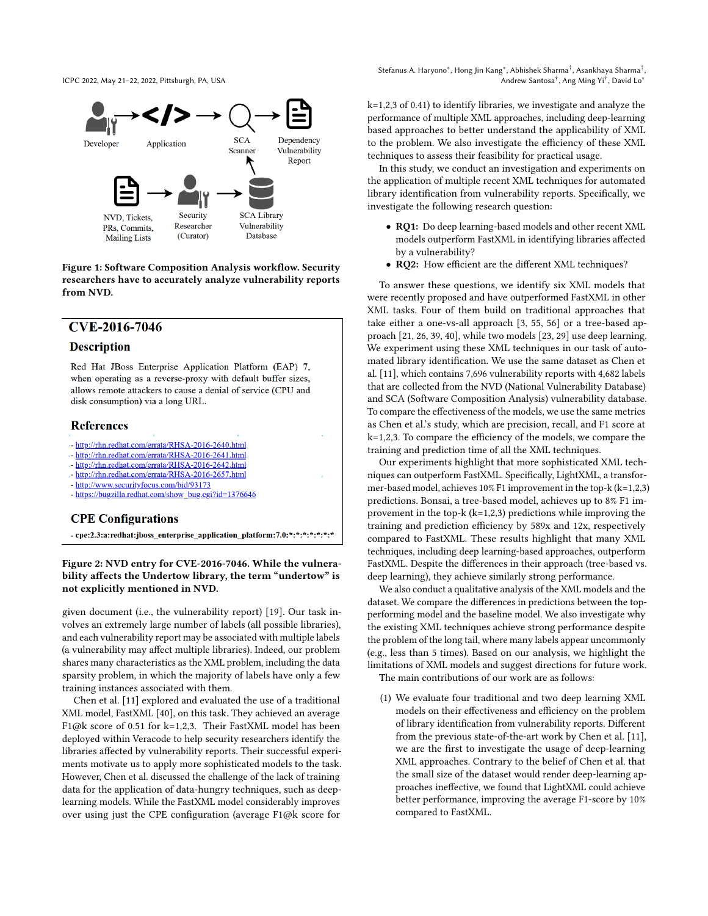Figure 1: Software Composition Analysis workflow. Security researchers have to accurately analyze vulnerability reports from NVD.

**CVE-2016-7046**

**Description**

Red Hat JBoss Enterprise Application Platform (EAP) 7, when operating as a reverse-proxy with default buffer sizes, allows remote attackers to cause a denial of service (CPU and disk consumption) via a long URL.

**References**

- http://rhn.redhat.com/errata/RHSA-2016-2640.html
- http://rhn.redhat.com/errata/RHSA-2016-2641.html
- http://rhn.redhat.com/errata/RHSA-2016-2642.html
- http://rhn.redhat.com/errata/RHSA-2016-2657.html
- http://www.securityfocus.com/bid/93173
- https://bugzilla.redhat.com/show_bug.cgi?id=1376646

**CPE Configurations**

- cpe:2.3:a:redhat:jboss_enterprise_application_platform:7.0:*:*:*:*:*:*:*

Figure 2: NVD entry for CVE-2016-7046. While the vulnerability affects the Undertow library, the term "undertow" is not explicitly mentioned in NVD.

given document (i.e., the vulnerability report) [19]. Our task involves an extremely large number of labels (all possible libraries), and each vulnerability report may be associated with multiple labels (a vulnerability may affect multiple libraries). Indeed, our problem shares many characteristics as the XML problem, including the data sparsity problem, in which the majority of labels have only a few training instances associated with them.

Chen et al. [11] explored and evaluated the use of a traditional XML model, FastXML [40], on this task. They achieved an average F1@k score of 0.51 for k=1,2,3. Their FastXML model has been deployed within Veracode to help security researchers identify the libraries affected by vulnerability reports. Their successful experiments motivate us to apply more sophisticated models to the task. However, Chen et al. discussed the challenge of the lack of training data for the application of data-hungry techniques, such as deep-learning models. While the FastXML model considerably improves over using just the CPE configuration (average F1@k score for k=1,2,3 of 0.41) to identify libraries, we investigate and analyze the performance of multiple XML approaches, including deep-learning based approaches to better understand the applicability of XML to the problem. We also investigate the efficiency of these XML techniques to assess their feasibility for practical usage.

In this study, we conduct an investigation and experiments on the application of multiple recent XML techniques for automated library identification from vulnerability reports. Specifically, we investigate the following research question:

- **RQ1:** Do deep learning-based models and other recent XML models outperform FastXML in identifying libraries affected by a vulnerability?
- **RQ2:** How efficient are the different XML techniques?

To answer these questions, we identify six XML models that were recently proposed and have outperformed FastXML in other XML tasks. Four of them build on traditional approaches that take either a one-vs-all approach [3, 55, 56] or a tree-based approach [21, 26, 39, 40], while two models [23, 29] use deep learning. We experiment using these XML techniques in our task of automated library identification. We use the same dataset as Chen et al. [11], which contains 7,696 vulnerability reports with 4,682 labels that are collected from the NVD (National Vulnerability Database) and SCA (Software Composition Analysis) vulnerability database. To compare the effectiveness of the models, we use the same metrics as Chen et al.'s study, which are precision, recall, and F1 score at k=1,2,3. To compare the efficiency of the models, we compare the training and prediction time of all the XML techniques.

Our experiments highlight that more sophisticated XML techniques can outperform FastXML. Specifically, LightXML, a transformer-based model, achieves 10% F1 improvement in the top-k (k=1,2,3) predictions. Bonsai, a tree-based model, achieves up to 8% F1 improvement in the top-k (k=1,2,3) predictions while improving the training and prediction efficiency by 589x and 12x, respectively compared to FastXML. These results highlight that many XML techniques, including deep learning-based approaches, outperform FastXML. Despite the differences in their approach (tree-based vs. deep learning), they achieve similarly strong performance.

We also conduct a qualitative analysis of the XML models and the dataset. We compare the differences in predictions between the top-performing model and the baseline model. We also investigate why the existing XML techniques achieve strong performance despite the problem of the long tail, where many labels appear uncommonly (e.g., less than 5 times). Based on our analysis, we highlight the limitations of XML models and suggest directions for future work.

The main contributions of our work are as follows:

1. We evaluate four traditional and two deep learning XML models on their effectiveness and efficiency on the problem of library identification from vulnerability reports. Different from the previous state-of-the-art work by Chen et al. [11], we are the first to investigate the usage of deep-learning XML approaches. Contrary to the belief of Chen et al. that the small size of the dataset would render deep-learning approaches ineffective, we found that LightXML could achieve better performance, improving the average F1-score by 10% compared to FastXML.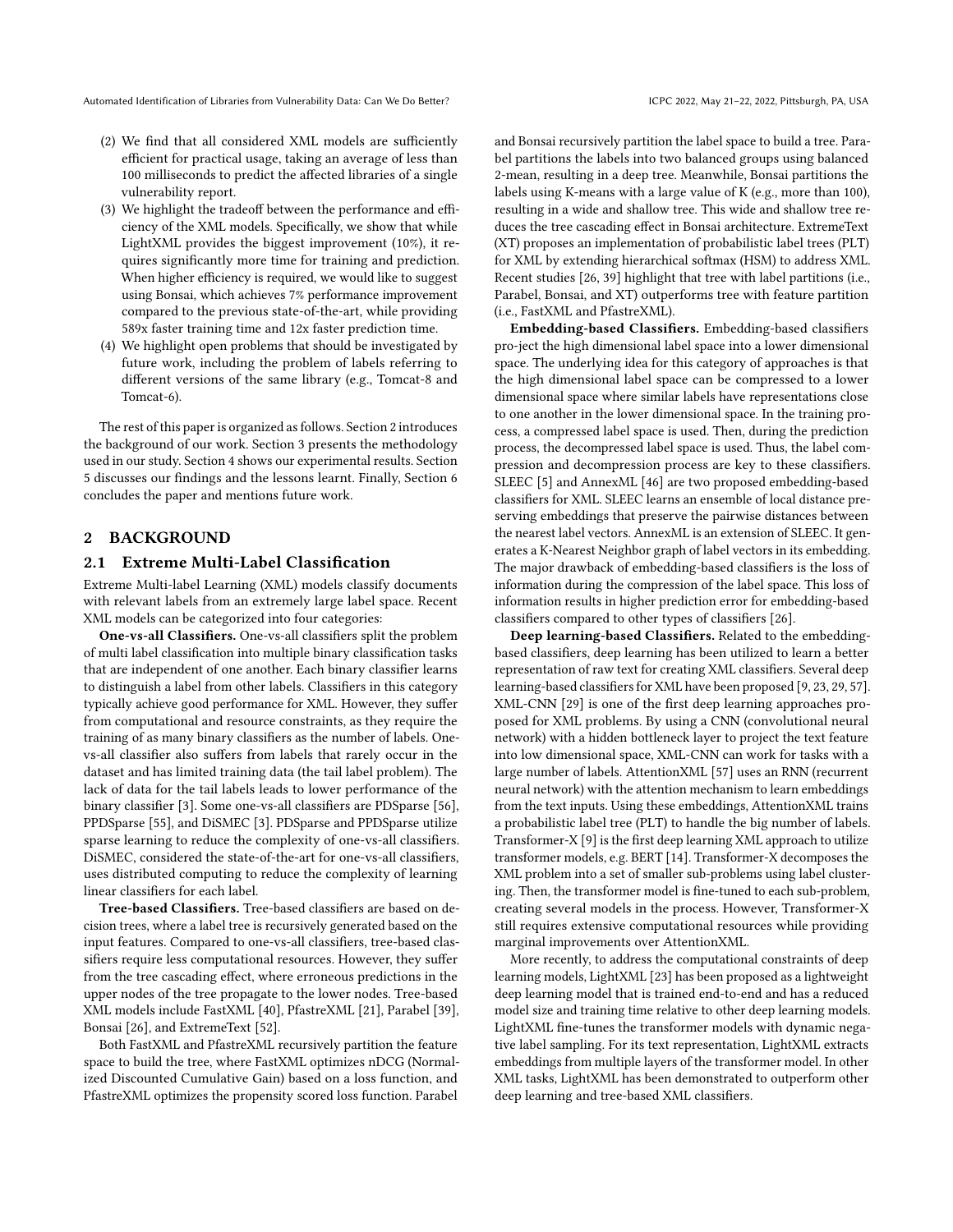(2) We find that all considered XML models are sufficiently efficient for practical usage, taking an average of less than 100 milliseconds to predict the affected libraries of a single vulnerability report.
(3) We highlight the tradeoff between the performance and efficiency of the XML models. Specifically, we show that while LightXML provides the biggest improvement (10%), it requires significantly more time for training and prediction. When higher efficiency is required, we would like to suggest using Bonsai, which achieves 7% performance improvement compared to the previous state-of-the-art, while providing 589x faster training time and 12x faster prediction time.
(4) We highlight open problems that should be investigated by future work, including the problem of labels referring to different versions of the same library (e.g., Tomcat-8 and Tomcat-6).

The rest of this paper is organized as follows. Section 2 introduces the background of our work. Section 3 presents the methodology used in our study. Section 4 shows our experimental results. Section 5 discusses our findings and the lessons learnt. Finally, Section 6 concludes the paper and mentions future work.

## 2 BACKGROUND

### 2.1 Extreme Multi-Label Classification

Extreme Multi-label Learning (XML) models classify documents with relevant labels from an extremely large label space. Recent XML models can be categorized into four categories:

**One-vs-all Classifiers.** One-vs-all classifiers split the problem of multi label classification into multiple binary classification tasks that are independent of one another. Each binary classifier learns to distinguish a label from other labels. Classifiers in this category typically achieve good performance for XML. However, they suffer from computational and resource constraints, as they require the training of as many binary classifiers as the number of labels. One-vs-all classifier also suffers from labels that rarely occur in the dataset and has limited training data (the tail label problem). The lack of data for the tail labels leads to lower performance of the binary classifier [3]. Some one-vs-all classifiers are PDSparse [56], PPDSparse [55], and DiSMEC [3]. PDSparse and PPDSparse utilize sparse learning to reduce the complexity of one-vs-all classifiers. DiSMEC, considered the state-of-the-art for one-vs-all classifiers, uses distributed computing to reduce the complexity of learning linear classifiers for each label.

**Tree-based Classifiers.** Tree-based classifiers are based on decision trees, where a label tree is recursively generated based on the input features. Compared to one-vs-all classifiers, tree-based classifiers require less computational resources. However, they suffer from the tree cascading effect, where erroneous predictions in the upper nodes of the tree propagate to the lower nodes. Tree-based XML models include FastXML [40], PfastreXML [21], Parabel [39], Bonsai [26], and ExtremeText [52].

Both FastXML and PfastreXML recursively partition the feature space to build the tree, where FastXML optimizes nDCG (Normalized Discounted Cumulative Gain) based on a loss function, and PfastreXML optimizes the propensity scored loss function. Parabel and Bonsai recursively partition the label space to build a tree. Parabel partitions the labels into two balanced groups using balanced 2-mean, resulting in a deep tree. Meanwhile, Bonsai partitions the labels using K-means with a large value of K (e.g., more than 100), resulting in a wide and shallow tree. This wide and shallow tree reduces the tree cascading effect in Bonsai architecture. ExtremeText (XT) proposes an implementation of probabilistic label trees (PLT) for XML by extending hierarchical softmax (HSM) to address XML. Recent studies [26, 39] highlight that tree with label partitions (i.e., Parabel, Bonsai, and XT) outperforms tree with feature partition (i.e., FastXML and PfastreXML).

**Embedding-based Classifiers.** Embedding-based classifiers pro-ject the high dimensional label space into a lower dimensional space. The underlying idea for this category of approaches is that the high dimensional label space can be compressed to a lower dimensional space where similar labels have representations close to one another in the lower dimensional space. In the training process, a compressed label space is used. Then, during the prediction process, the decompressed label space is used. Thus, the label compression and decompression process are key to these classifiers. SLEEC [5] and AnnexML [46] are two proposed embedding-based classifiers for XML. SLEEC learns an ensemble of local distance preserving embeddings that preserve the pairwise distances between the nearest label vectors. AnnexML is an extension of SLEEC. It generates a K-Nearest Neighbor graph of label vectors in its embedding. The major drawback of embedding-based classifiers is the loss of information during the compression of the label space. This loss of information results in higher prediction error for embedding-based classifiers compared to other types of classifiers [26].

**Deep learning-based Classifiers.** Related to the embedding-based classifiers, deep learning has been utilized to learn a better representation of raw text for creating XML classifiers. Several deep learning-based classifiers for XML have been proposed [9, 23, 29, 57]. XML-CNN [29] is one of the first deep learning approaches proposed for XML problems. By using a CNN (convolutional neural network) with a hidden bottleneck layer to project the text feature into low dimensional space, XML-CNN can work for tasks with a large number of labels. AttentionXML [57] uses an RNN (recurrent neural network) with the attention mechanism to learn embeddings from the text inputs. Using these embeddings, AttentionXML trains a probabilistic label tree (PLT) to handle the big number of labels. Transformer-X [9] is the first deep learning XML approach to utilize transformer models, e.g. BERT [14]. Transformer-X decomposes the XML problem into a set of smaller sub-problems using label clustering. Then, the transformer model is fine-tuned to each sub-problem, creating several models in the process. However, Transformer-X still requires extensive computational resources while providing marginal improvements over AttentionXML.

More recently, to address the computational constraints of deep learning models, LightXML [23] has been proposed as a lightweight deep learning model that is trained end-to-end and has a reduced model size and training time relative to other deep learning models. LightXML fine-tunes the transformer models with dynamic negative label sampling. For its text representation, LightXML extracts embeddings from multiple layers of the transformer model. In other XML tasks, LightXML has been demonstrated to outperform other deep learning and tree-based XML classifiers.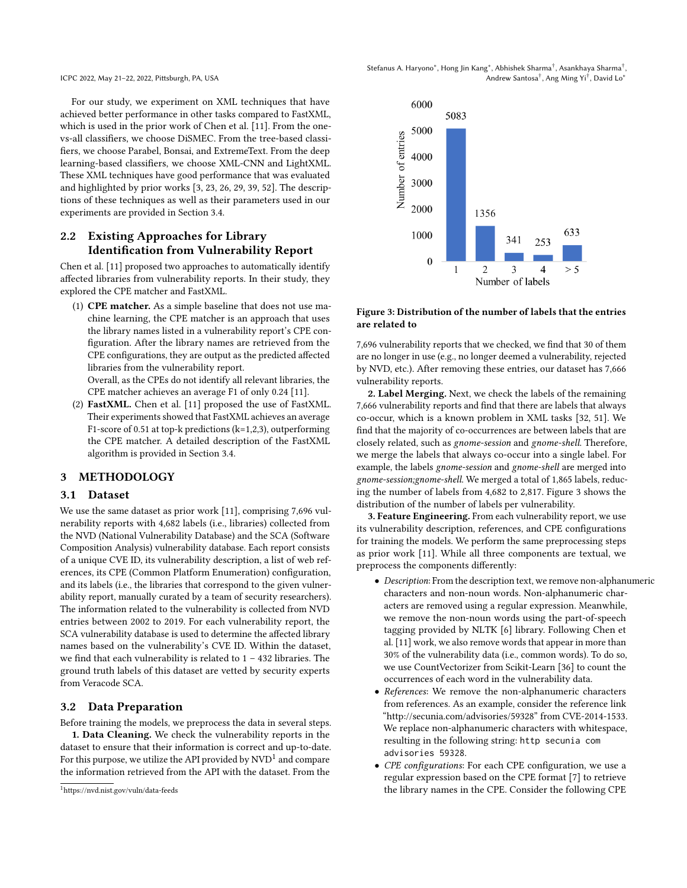For our study, we experiment on XML techniques that have achieved better performance in other tasks compared to FastXML, which is used in the prior work of Chen et al. [11]. From the one-vs-all classifiers, we choose DiSMEC. From the tree-based classifiers, we choose Parabel, Bonsai, and ExtremeText. From the deep learning-based classifiers, we choose XML-CNN and LightXML. These XML techniques have good performance that was evaluated and highlighted by prior works [3, 23, 26, 29, 39, 52]. The descriptions of these techniques as well as their parameters used in our experiments are provided in Section 3.4.

## 2.2 Existing Approaches for Library Identification from Vulnerability Report

Chen et al. [11] proposed two approaches to automatically identify affected libraries from vulnerability reports. In their study, they explored the CPE matcher and FastXML.

1. **CPE matcher.** As a simple baseline that does not use machine learning, the CPE matcher is an approach that uses the library names listed in a vulnerability report's CPE configuration. After the library names are retrieved from the CPE configurations, they are output as the predicted affected libraries from the vulnerability report.
   Overall, as the CPEs do not identify all relevant libraries, the CPE matcher achieves an average F1 of only 0.24 [11].
2. **FastXML.** Chen et al. [11] proposed the use of FastXML. Their experiments showed that FastXML achieves an average F1-score of 0.51 at top-k predictions (k=1,2,3), outperforming the CPE matcher. A detailed description of the FastXML algorithm is provided in Section 3.4.

# 3 METHODOLOGY

## 3.1 Dataset

We use the same dataset as prior work [11], comprising 7,696 vulnerability reports with 4,682 labels (i.e., libraries) collected from the NVD (National Vulnerability Database) and the SCA (Software Composition Analysis) vulnerability database. Each report consists of a unique CVE ID, its vulnerability description, a list of web references, its CPE (Common Platform Enumeration) configuration, and its labels (i.e., the libraries that correspond to the given vulnerability report, manually curated by a team of security researchers). The information related to the vulnerability is collected from NVD entries between 2002 to 2019. For each vulnerability report, the SCA vulnerability database is used to determine the affected library names based on the vulnerability's CVE ID. Within the dataset, we find that each vulnerability is related to 1 – 432 libraries. The ground truth labels of this dataset are vetted by security experts from Veracode SCA.

## 3.2 Data Preparation

Before training the models, we preprocess the data in several steps.

**1. Data Cleaning.** We check the vulnerability reports in the dataset to ensure that their information is correct and up-to-date. For this purpose, we utilize the API provided by NVD[1] and compare the information retrieved from the API with the dataset. From the 7,696 vulnerability reports that we checked, we find that 30 of them are no longer in use (e.g., no longer deemed a vulnerability, rejected by NVD, etc.). After removing these entries, our dataset has 7,666 vulnerability reports.

[1] https://nvd.nist.gov/vuln/data-feeds

| Number of labels | 1 | 2 | 3 | 4 | > 5 |
|---|---|---|---|---|---|
| Number of entries | 5083 | 1356 | 341 | 253 | 633 |

Figure 3: Distribution of the number of labels that the entries are related to

**2. Label Merging.** Next, we check the labels of the remaining 7,666 vulnerability reports and find that there are labels that always co-occur, which is a known problem in XML tasks [32, 51]. We find that the majority of co-occurrences are between labels that are closely related, such as *gnome-session* and *gnome-shell*. Therefore, we merge the labels that always co-occur into a single label. For example, the labels *gnome-session* and *gnome-shell* are merged into *gnome-session;gnome-shell*. We merged a total of 1,865 labels, reducing the number of labels from 4,682 to 2,817. Figure 3 shows the distribution of the number of labels per vulnerability.

**3. Feature Engineering.** From each vulnerability report, we use its vulnerability description, references, and CPE configurations for training the models. We perform the same preprocessing steps as prior work [11]. While all three components are textual, we preprocess the components differently:

- *Description*: From the description text, we remove non-alphanumeric characters and non-noun words. Non-alphanumeric characters are removed using a regular expression. Meanwhile, we remove the non-noun words using the part-of-speech tagging provided by NLTK [6] library. Following Chen et al. [11] work, we also remove words that appear in more than 30% of the vulnerability data (i.e., common words). To do so, we use CountVectorizer from Scikit-Learn [36] to count the occurrences of each word in the vulnerability data.
- *References*: We remove the non-alphanumeric characters from references. As an example, consider the reference link "http://secunia.com/advisories/59328" from CVE-2014-1533. We replace non-alphanumeric characters with whitespace, resulting in the following string: `http secunia com advisories 59328`.
- *CPE configurations*: For each CPE configuration, we use a regular expression based on the CPE format [7] to retrieve the library names in the CPE. Consider the following CPE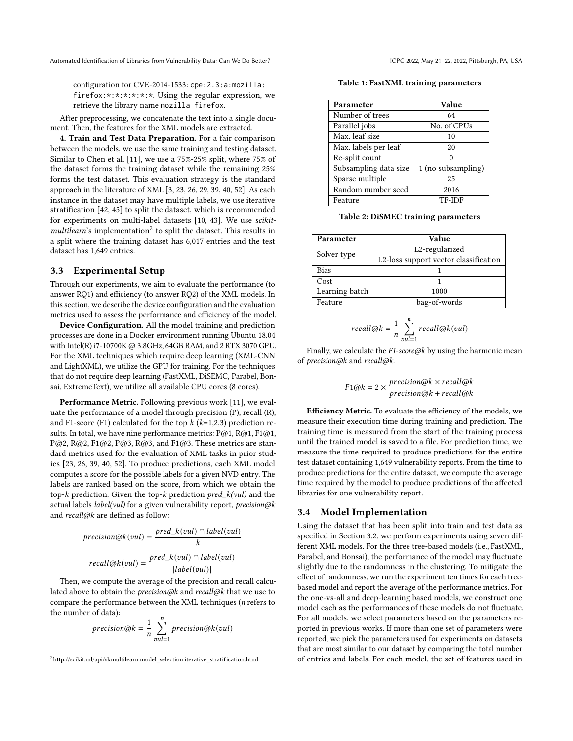configuration for CVE-2014-1533: `cpe:2.3:a:mozilla:firefox:*:*:*:*:*:*:*`. Using the regular expression, we retrieve the library name `mozilla firefox`.

After preprocessing, we concatenate the text into a single document. Then, the features for the XML models are extracted.

**4. Train and Test Data Preparation.** For a fair comparison between the models, we use the same training and testing dataset. Similar to Chen et al. [11], we use a 75%-25% split, where 75% of the dataset forms the training dataset while the remaining 25% forms the test dataset. This evaluation strategy is the standard approach in the literature of XML [3, 23, 26, 29, 39, 40, 52]. As each instance in the dataset may have multiple labels, we use iterative stratification [42, 45] to split the dataset, which is recommended for experiments on multi-label datasets [10, 43]. We use *scikit-multilearn*'s implementation[2] to split the dataset. This results in a split where the training dataset has 6,017 entries and the test dataset has 1,649 entries.

## 3.3 Experimental Setup

Through our experiments, we aim to evaluate the performance (to answer RQ1) and efficiency (to answer RQ2) of the XML models. In this section, we describe the device configuration and the evaluation metrics used to assess the performance and efficiency of the model.

**Device Configuration.** All the model training and prediction processes are done in a Docker environment running Ubuntu 18.04 with Intel(R) i7-10700K @ 3.8GHz, 64GB RAM, and 2 RTX 3070 GPU. For the XML techniques which require deep learning (XML-CNN and LightXML), we utilize the GPU for training. For the techniques that do not require deep learning (FastXML, DiSEMC, Parabel, Bonsai, ExtremeText), we utilize all available CPU cores (8 cores).

**Performance Metric.** Following previous work [11], we evaluate the performance of a model through precision (P), recall (R), and F1-score (F1) calculated for the top $k$ ($k$=1,2,3) prediction results. In total, we have nine performance metrics: P@1, R@1, F1@1, P@2, R@2, F1@2, P@3, R@3, and F1@3. These metrics are standard metrics used for the evaluation of XML tasks in prior studies [23, 26, 39, 40, 52]. To produce predictions, each XML model computes a score for the possible labels for a given NVD entry. The labels are ranked based on the score, from which we obtain the top-$k$ prediction. Given the top-$k$ prediction *pred_k(vul)* and the actual labels *label(vul)* for a given vulnerability report, *precision@k* and *recall@k* are defined as follow:

$$precision@k(vul) = \frac{pred\_k(vul) \cap label(vul)}{k}$$

$$recall@k(vul) = \frac{pred\_k(vul) \cap label(vul)}{|label(vul)|}$$

Then, we compute the average of the precision and recall calculated above to obtain the *precision@k* and *recall@k* that we use to compare the performance between the XML techniques ($n$ refers to the number of data):

$$precision@k = \frac{1}{n} \sum_{vul=1}^{n} precision@k(vul)$$

$$recall@k = \frac{1}{n} \sum_{vul=1}^{n} recall@k(vul)$$

Finally, we calculate the *F1-score@k* by using the harmonic mean of *precision@k* and *recall@k*.

$$F1@k = 2 \times \frac{precision@k \times recall@k}{precision@k + recall@k}$$

**Efficiency Metric.** To evaluate the efficiency of the models, we measure their execution time during training and prediction. The training time is measured from the start of the training process until the trained model is saved to a file. For prediction time, we measure the time required to produce predictions for the entire test dataset containing 1,649 vulnerability reports. From the time to produce predictions for the entire dataset, we compute the average time required by the model to produce predictions of the affected libraries for one vulnerability report.

**Table 1: FastXML training parameters**

| Parameter | Value |
|---|---|
| Number of trees | 64 |
| Parallel jobs | No. of CPUs |
| Max. leaf size | 10 |
| Max. labels per leaf | 20 |
| Re-split count | 0 |
| Subsampling data size | 1 (no subsampling) |
| Sparse multiple | 25 |
| Random number seed | 2016 |
| Feature | TF-IDF |

**Table 2: DiSMEC training parameters**

| Parameter | Value |
|---|---|
| Solver type | L2-regularized L2-loss support vector classification |
| Bias | 1 |
| Cost | 1 |
| Learning batch | 1000 |
| Feature | bag-of-words |

## 3.4 Model Implementation

Using the dataset that has been split into train and test data as specified in Section 3.2, we perform experiments using seven different XML models. For the three tree-based models (i.e., FastXML, Parabel, and Bonsai), the performance of the model may fluctuate slightly due to the randomness in the clustering. To mitigate the effect of randomness, we run the experiment ten times for each tree-based model and report the average of the performance metrics. For the one-vs-all and deep-learning based models, we construct one model each as the performances of these models do not fluctuate. For all models, we select parameters based on the parameters reported in previous works. If more than one set of parameters were reported, we pick the parameters used for experiments on datasets that are most similar to our dataset by comparing the total number of entries and labels. For each model, the set of features used in

[2] http://scikit.ml/api/skmultilearn.model_selection.iterative_stratification.html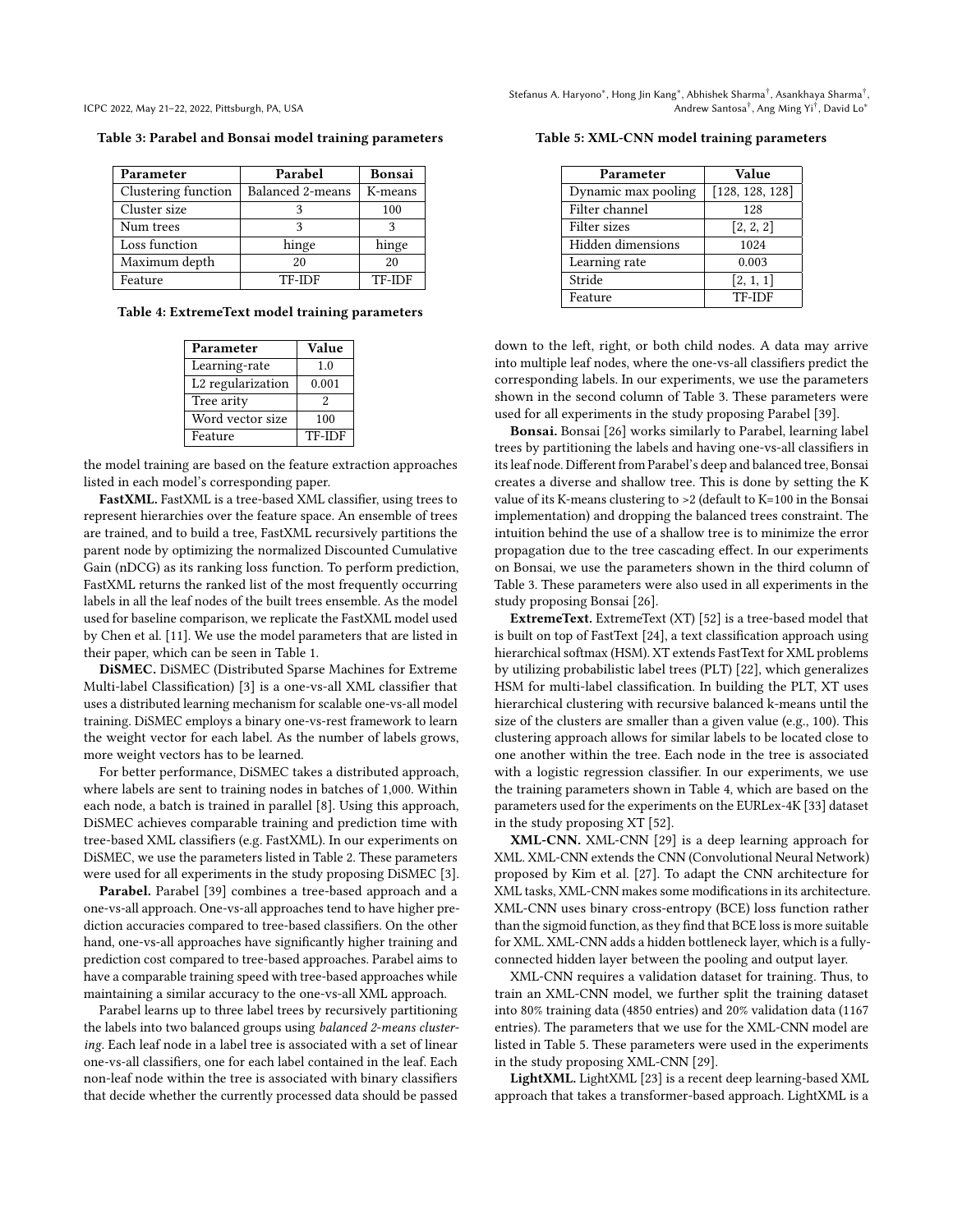Table 3: Parabel and Bonsai model training parameters

| Parameter | Parabel | Bonsai |
|---|---|---|
| Clustering function | Balanced 2-means | K-means |
| Cluster size | 3 | 100 |
| Num trees | 3 | 3 |
| Loss function | hinge | hinge |
| Maximum depth | 20 | 20 |
| Feature | TF-IDF | TF-IDF |

Table 4: ExtremeText model training parameters

| Parameter | Value |
|---|---|
| Learning-rate | 1.0 |
| L2 regularization | 0.001 |
| Tree arity | 2 |
| Word vector size | 100 |
| Feature | TF-IDF |

the model training are based on the feature extraction approaches listed in each model's corresponding paper.

**FastXML.** FastXML is a tree-based XML classifier, using trees to represent hierarchies over the feature space. An ensemble of trees are trained, and to build a tree, FastXML recursively partitions the parent node by optimizing the normalized Discounted Cumulative Gain (nDCG) as its ranking loss function. To perform prediction, FastXML returns the ranked list of the most frequently occurring labels in all the leaf nodes of the built trees ensemble. As the model used for baseline comparison, we replicate the FastXML model used by Chen et al. [11]. We use the model parameters that are listed in their paper, which can be seen in Table 1.

**DiSMEC.** DiSMEC (Distributed Sparse Machines for Extreme Multi-label Classification) [3] is a one-vs-all XML classifier that uses a distributed learning mechanism for scalable one-vs-all model training. DiSMEC employs a binary one-vs-rest framework to learn the weight vector for each label. As the number of labels grows, more weight vectors has to be learned.

For better performance, DiSMEC takes a distributed approach, where labels are sent to training nodes in batches of 1,000. Within each node, a batch is trained in parallel [8]. Using this approach, DiSMEC achieves comparable training and prediction time with tree-based XML classifiers (e.g. FastXML). In our experiments on DiSMEC, we use the parameters listed in Table 2. These parameters were used for all experiments in the study proposing DiSMEC [3].

**Parabel.** Parabel [39] combines a tree-based approach and a one-vs-all approach. One-vs-all approaches tend to have higher prediction accuracies compared to tree-based classifiers. On the other hand, one-vs-all approaches have significantly higher training and prediction cost compared to tree-based approaches. Parabel aims to have a comparable training speed with tree-based approaches while maintaining a similar accuracy to the one-vs-all XML approach.

Parabel learns up to three label trees by recursively partitioning the labels into two balanced groups using *balanced 2-means clustering*. Each leaf node in a label tree is associated with a set of linear one-vs-all classifiers, one for each label contained in the leaf. Each non-leaf node within the tree is associated with binary classifiers that decide whether the currently processed data should be passed down to the left, right, or both child nodes. A data may arrive into multiple leaf nodes, where the one-vs-all classifiers predict the corresponding labels. In our experiments, we use the parameters shown in the second column of Table 3. These parameters were used for all experiments in the study proposing Parabel [39].

**Bonsai.** Bonsai [26] works similarly to Parabel, learning label trees by partitioning the labels and having one-vs-all classifiers in its leaf node. Different from Parabel's deep and balanced tree, Bonsai creates a diverse and shallow tree. This is done by setting the K value of its K-means clustering to >2 (default to K=100 in the Bonsai implementation) and dropping the balanced trees constraint. The intuition behind the use of a shallow tree is to minimize the error propagation due to the tree cascading effect. In our experiments on Bonsai, we use the parameters shown in the third column of Table 3. These parameters were also used in all experiments in the study proposing Bonsai [26].

**ExtremeText.** ExtremeText (XT) [52] is a tree-based model that is built on top of FastText [24], a text classification approach using hierarchical softmax (HSM). XT extends FastText for XML problems by utilizing probabilistic label trees (PLT) [22], which generalizes HSM for multi-label classification. In building the PLT, XT uses hierarchical clustering with recursive balanced k-means until the size of the clusters are smaller than a given value (e.g., 100). This clustering approach allows for similar labels to be located close to one another within the tree. Each node in the tree is associated with a logistic regression classifier. In our experiments, we use the training parameters shown in Table 4, which are based on the parameters used for the experiments on the EURLex-4K [33] dataset in the study proposing XT [52].

Table 5: XML-CNN model training parameters

| Parameter | Value |
|---|---|
| Dynamic max pooling | [128, 128, 128] |
| Filter channel | 128 |
| Filter sizes | [2, 2, 2] |
| Hidden dimensions | 1024 |
| Learning rate | 0.003 |
| Stride | [2, 1, 1] |
| Feature | TF-IDF |

**XML-CNN.** XML-CNN [29] is a deep learning approach for XML. XML-CNN extends the CNN (Convolutional Neural Network) proposed by Kim et al. [27]. To adapt the CNN architecture for XML tasks, XML-CNN makes some modifications in its architecture. XML-CNN uses binary cross-entropy (BCE) loss function rather than the sigmoid function, as they find that BCE loss is more suitable for XML. XML-CNN adds a hidden bottleneck layer, which is a fully-connected hidden layer between the pooling and output layer.

XML-CNN requires a validation dataset for training. Thus, to train an XML-CNN model, we further split the training dataset into 80% training data (4850 entries) and 20% validation data (1167 entries). The parameters that we use for the XML-CNN model are listed in Table 5. These parameters were used in the experiments in the study proposing XML-CNN [29].

**LightXML.** LightXML [23] is a recent deep learning-based XML approach that takes a transformer-based approach. LightXML is a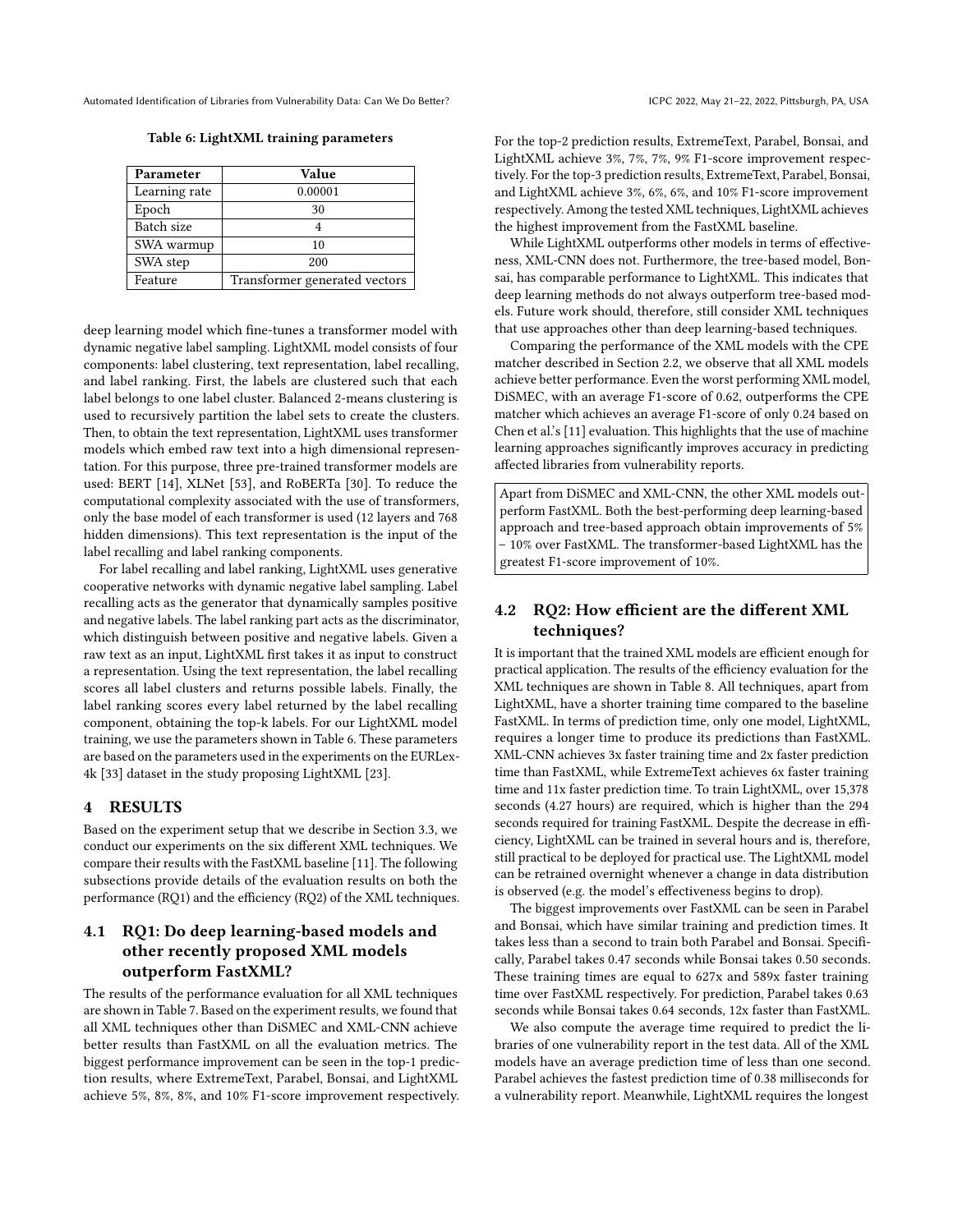**Table 6: LightXML training parameters**

| Parameter | Value |
|---|---|
| Learning rate | 0.00001 |
| Epoch | 30 |
| Batch size | 4 |
| SWA warmup | 10 |
| SWA step | 200 |
| Feature | Transformer generated vectors |

deep learning model which fine-tunes a transformer model with dynamic negative label sampling. LightXML model consists of four components: label clustering, text representation, label recalling, and label ranking. First, the labels are clustered such that each label belongs to one label cluster. Balanced 2-means clustering is used to recursively partition the label sets to create the clusters. Then, to obtain the text representation, LightXML uses transformer models which embed raw text into a high dimensional representation. For this purpose, three pre-trained transformer models are used: BERT [14], XLNet [53], and RoBERTa [30]. To reduce the computational complexity associated with the use of transformers, only the base model of each transformer is used (12 layers and 768 hidden dimensions). This text representation is the input of the label recalling and label ranking components.

For label recalling and label ranking, LightXML uses generative cooperative networks with dynamic negative label sampling. Label recalling acts as the generator that dynamically samples positive and negative labels. The label ranking part acts as the discriminator, which distinguish between positive and negative labels. Given a raw text as an input, LightXML first takes it as input to construct a representation. Using the text representation, the label recalling scores all label clusters and returns possible labels. Finally, the label ranking scores every label returned by the label recalling component, obtaining the top-k labels. For our LightXML model training, we use the parameters shown in Table 6. These parameters are based on the parameters used in the experiments on the EURLex-4k [33] dataset in the study proposing LightXML [23].

## 4 RESULTS

Based on the experiment setup that we describe in Section 3.3, we conduct our experiments on the six different XML techniques. We compare their results with the FastXML baseline [11]. The following subsections provide details of the evaluation results on both the performance (RQ1) and the efficiency (RQ2) of the XML techniques.

### 4.1 RQ1: Do deep learning-based models and other recently proposed XML models outperform FastXML?

The results of the performance evaluation for all XML techniques are shown in Table 7. Based on the experiment results, we found that all XML techniques other than DiSMEC and XML-CNN achieve better results than FastXML on all the evaluation metrics. The biggest performance improvement can be seen in the top-1 prediction results, where ExtremeText, Parabel, Bonsai, and LightXML achieve 5%, 8%, 8%, and 10% F1-score improvement respectively. For the top-2 prediction results, ExtremeText, Parabel, Bonsai, and LightXML achieve 3%, 7%, 7%, 9% F1-score improvement respectively. For the top-3 prediction results, ExtremeText, Parabel, Bonsai, and LightXML achieve 3%, 6%, 6%, and 10% F1-score improvement respectively. Among the tested XML techniques, LightXML achieves the highest improvement from the FastXML baseline.

While LightXML outperforms other models in terms of effectiveness, XML-CNN does not. Furthermore, the tree-based model, Bonsai, has comparable performance to LightXML. This indicates that deep learning methods do not always outperform tree-based models. Future work should, therefore, still consider XML techniques that use approaches other than deep learning-based techniques.

Comparing the performance of the XML models with the CPE matcher described in Section 2.2, we observe that all XML models achieve better performance. Even the worst performing XML model, DiSMEC, with an average F1-score of 0.62, outperforms the CPE matcher which achieves an average F1-score of only 0.24 based on Chen et al.'s [11] evaluation. This highlights that the use of machine learning approaches significantly improves accuracy in predicting affected libraries from vulnerability reports.

> Apart from DiSMEC and XML-CNN, the other XML models outperform FastXML. Both the best-performing deep learning-based approach and tree-based approach obtain improvements of 5% – 10% over FastXML. The transformer-based LightXML has the greatest F1-score improvement of 10%.

### 4.2 RQ2: How efficient are the different XML techniques?

It is important that the trained XML models are efficient enough for practical application. The results of the efficiency evaluation for the XML techniques are shown in Table 8. All techniques, apart from LightXML, have a shorter training time compared to the baseline FastXML. In terms of prediction time, only one model, LightXML, requires a longer time to produce its predictions than FastXML. XML-CNN achieves 3x faster training time and 2x faster prediction time than FastXML, while ExtremeText achieves 6x faster training time and 11x faster prediction time. To train LightXML, over 15,378 seconds (4.27 hours) are required, which is higher than the 294 seconds required for training FastXML. Despite the decrease in efficiency, LightXML can be trained in several hours and is, therefore, still practical to be deployed for practical use. The LightXML model can be retrained overnight whenever a change in data distribution is observed (e.g. the model's effectiveness begins to drop).

The biggest improvements over FastXML can be seen in Parabel and Bonsai, which have similar training and prediction times. It takes less than a second to train both Parabel and Bonsai. Specifically, Parabel takes 0.47 seconds while Bonsai takes 0.50 seconds. These training times are equal to 627x and 589x faster training time over FastXML respectively. For prediction, Parabel takes 0.63 seconds while Bonsai takes 0.64 seconds, 12x faster than FastXML.

We also compute the average time required to predict the libraries of one vulnerability report in the test data. All of the XML models have an average prediction time of less than one second. Parabel achieves the fastest prediction time of 0.38 milliseconds for a vulnerability report. Meanwhile, LightXML requires the longest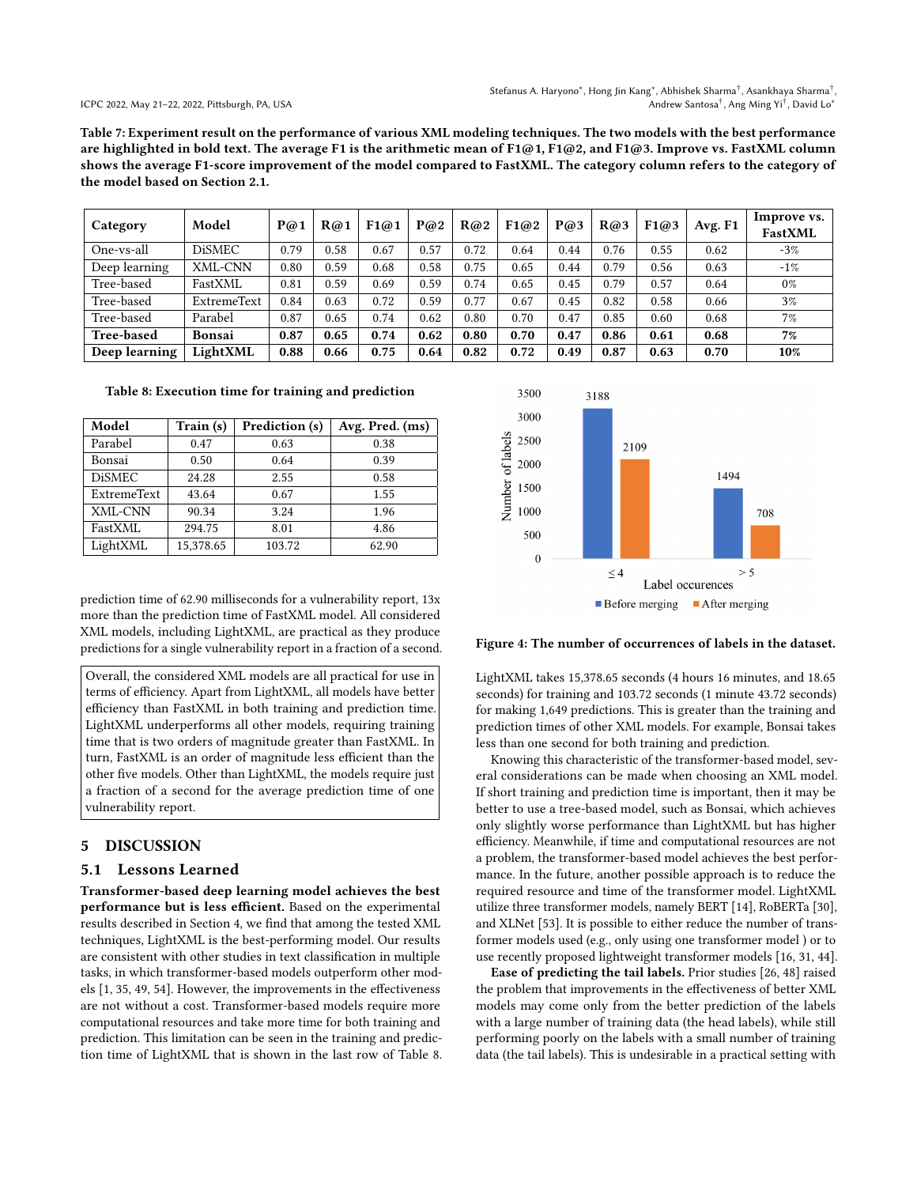Table 7: Experiment result on the performance of various XML modeling techniques. The two models with the best performance are highlighted in bold text. The average F1 is the arithmetic mean of F1@1, F1@2, and F1@3. Improve vs. FastXML column shows the average F1-score improvement of the model compared to FastXML. The category column refers to the category of the model based on Section 2.1.

| Category | Model | P@1 | R@1 | F1@1 | P@2 | R@2 | F1@2 | P@3 | R@3 | F1@3 | Avg. F1 | Improve vs. FastXML |
|---|---|---|---|---|---|---|---|---|---|---|---|---|
| One-vs-all | DiSMEC | 0.79 | 0.58 | 0.67 | 0.57 | 0.72 | 0.64 | 0.44 | 0.76 | 0.55 | 0.62 | -3% |
| Deep learning | XML-CNN | 0.80 | 0.59 | 0.68 | 0.58 | 0.75 | 0.65 | 0.44 | 0.79 | 0.56 | 0.63 | -1% |
| Tree-based | FastXML | 0.81 | 0.59 | 0.69 | 0.59 | 0.74 | 0.65 | 0.45 | 0.79 | 0.57 | 0.64 | 0% |
| Tree-based | ExtremeText | 0.84 | 0.63 | 0.72 | 0.59 | 0.77 | 0.67 | 0.45 | 0.82 | 0.58 | 0.66 | 3% |
| Tree-based | Parabel | 0.87 | 0.65 | 0.74 | 0.62 | 0.80 | 0.70 | 0.47 | 0.85 | 0.60 | 0.68 | 7% |
| **Tree-based** | **Bonsai** | **0.87** | **0.65** | **0.74** | **0.62** | **0.80** | **0.70** | **0.47** | **0.86** | **0.61** | **0.68** | **7%** |
| **Deep learning** | **LightXML** | **0.88** | **0.66** | **0.75** | **0.64** | **0.82** | **0.72** | **0.49** | **0.87** | **0.63** | **0.70** | **10%** |

Table 8: Execution time for training and prediction

| Model | Train (s) | Prediction (s) | Avg. Pred. (ms) |
|---|---|---|---|
| Parabel | 0.47 | 0.63 | 0.38 |
| Bonsai | 0.50 | 0.64 | 0.39 |
| DiSMEC | 24.28 | 2.55 | 0.58 |
| ExtremeText | 43.64 | 0.67 | 1.55 |
| XML-CNN | 90.34 | 3.24 | 1.96 |
| FastXML | 294.75 | 8.01 | 4.86 |
| LightXML | 15,378.65 | 103.72 | 62.90 |

prediction time of 62.90 milliseconds for a vulnerability report, 13x more than the prediction time of FastXML model. All considered XML models, including LightXML, are practical as they produce predictions for a single vulnerability report in a fraction of a second.

> Overall, the considered XML models are all practical for use in terms of efficiency. Apart from LightXML, all models have better efficiency than FastXML in both training and prediction time. LightXML underperforms all other models, requiring training time that is two orders of magnitude greater than FastXML. In turn, FastXML is an order of magnitude less efficient than the other five models. Other than LightXML, the models require just a fraction of a second for the average prediction time of one vulnerability report.

## 5 DISCUSSION

### 5.1 Lessons Learned

**Transformer-based deep learning model achieves the best performance but is less efficient.** Based on the experimental results described in Section 4, we find that among the tested XML techniques, LightXML is the best-performing model. Our results are consistent with other studies in text classification in multiple tasks, in which transformer-based models outperform other models [1, 35, 49, 54]. However, the improvements in the effectiveness are not without a cost. Transformer-based models require more computational resources and take more time for both training and prediction. This limitation can be seen in the training and prediction time of LightXML that is shown in the last row of Table 8.

Figure 4: The number of occurrences of labels in the dataset.

LightXML takes 15,378.65 seconds (4 hours 16 minutes, and 18.65 seconds) for training and 103.72 seconds (1 minute 43.72 seconds) for making 1,649 predictions. This is greater than the training and prediction times of other XML models. For example, Bonsai takes less than one second for both training and prediction.

Knowing this characteristic of the transformer-based model, several considerations can be made when choosing an XML model. If short training and prediction time is important, then it may be better to use a tree-based model, such as Bonsai, which achieves only slightly worse performance than LightXML but has higher efficiency. Meanwhile, if time and computational resources are not a problem, the transformer-based model achieves the best performance. In the future, another possible approach is to reduce the required resource and time of the transformer model. LightXML utilize three transformer models, namely BERT [14], RoBERTa [30], and XLNet [53]. It is possible to either reduce the number of transformer models used (e.g., only using one transformer model ) or to use recently proposed lightweight transformer models [16, 31, 44].

**Ease of predicting the tail labels.** Prior studies [26, 48] raised the problem that improvements in the effectiveness of better XML models may come only from the better prediction of the labels with a large number of training data (the head labels), while still performing poorly on the labels with a small number of training data (the tail labels). This is undesirable in a practical setting with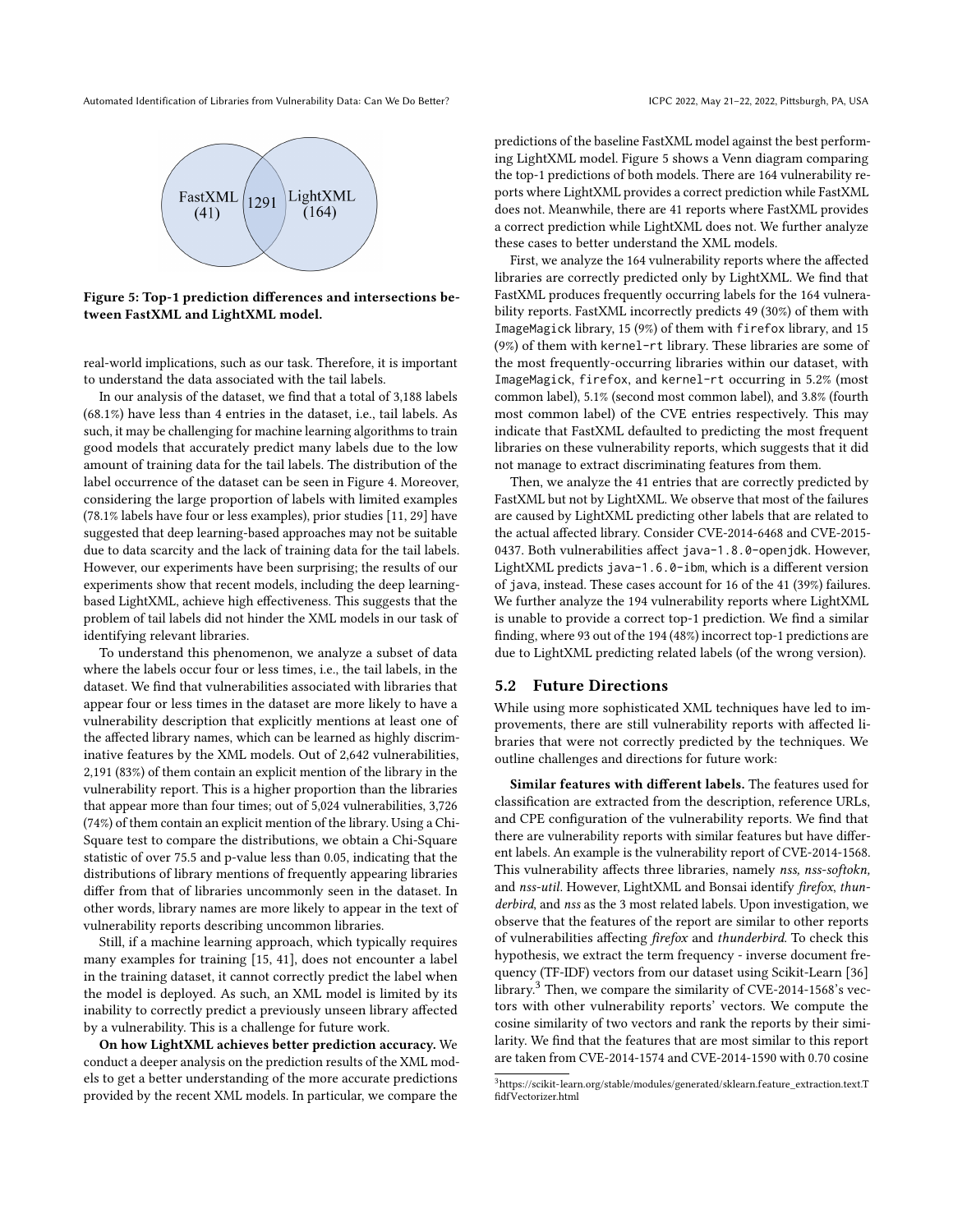FastXML (41) | 1291 | LightXML (164)

**Figure 5: Top-1 prediction differences and intersections between FastXML and LightXML model.**

real-world implications, such as our task. Therefore, it is important to understand the data associated with the tail labels.

In our analysis of the dataset, we find that a total of 3,188 labels (68.1%) have less than 4 entries in the dataset, i.e., tail labels. As such, it may be challenging for machine learning algorithms to train good models that accurately predict many labels due to the low amount of training data for the tail labels. The distribution of the label occurrence of the dataset can be seen in Figure 4. Moreover, considering the large proportion of labels with limited examples (78.1% labels have four or less examples), prior studies [11, 29] have suggested that deep learning-based approaches may not be suitable due to data scarcity and the lack of training data for the tail labels. However, our experiments have been surprising; the results of our experiments show that recent models, including the deep learning-based LightXML, achieve high effectiveness. This suggests that the problem of tail labels did not hinder the XML models in our task of identifying relevant libraries.

To understand this phenomenon, we analyze a subset of data where the labels occur four or less times, i.e., the tail labels, in the dataset. We find that vulnerabilities associated with libraries that appear four or less times in the dataset are more likely to have a vulnerability description that explicitly mentions at least one of the affected library names, which can be learned as highly discriminative features by the XML models. Out of 2,642 vulnerabilities, 2,191 (83%) of them contain an explicit mention of the library in the vulnerability report. This is a higher proportion than the libraries that appear more than four times; out of 5,024 vulnerabilities, 3,726 (74%) of them contain an explicit mention of the library. Using a Chi-Square test to compare the distributions, we obtain a Chi-Square statistic of over 75.5 and p-value less than 0.05, indicating that the distributions of library mentions of frequently appearing libraries differ from that of libraries uncommonly seen in the dataset. In other words, library names are more likely to appear in the text of vulnerability reports describing uncommon libraries.

Still, if a machine learning approach, which typically requires many examples for training [15, 41], does not encounter a label in the training dataset, it cannot correctly predict the label when the model is deployed. As such, an XML model is limited by its inability to correctly predict a previously unseen library affected by a vulnerability. This is a challenge for future work.

**On how LightXML achieves better prediction accuracy.** We conduct a deeper analysis on the prediction results of the XML models to get a better understanding of the more accurate predictions provided by the recent XML models. In particular, we compare the predictions of the baseline FastXML model against the best performing LightXML model. Figure 5 shows a Venn diagram comparing the top-1 predictions of both models. There are 164 vulnerability reports where LightXML provides a correct prediction while FastXML does not. Meanwhile, there are 41 reports where FastXML provides a correct prediction while LightXML does not. We further analyze these cases to better understand the XML models.

First, we analyze the 164 vulnerability reports where the affected libraries are correctly predicted only by LightXML. We find that FastXML produces frequently occurring labels for the 164 vulnerability reports. FastXML incorrectly predicts 49 (30%) of them with `ImageMagick` library, 15 (9%) of them with `firefox` library, and 15 (9%) of them with `kernel-rt` library. These libraries are some of the most frequently-occurring libraries within our dataset, with `ImageMagick`, `firefox`, and `kernel-rt` occurring in 5.2% (most common label), 5.1% (second most common label), and 3.8% (fourth most common label) of the CVE entries respectively. This may indicate that FastXML defaulted to predicting the most frequent libraries on these vulnerability reports, which suggests that it did not manage to extract discriminating features from them.

Then, we analyze the 41 entries that are correctly predicted by FastXML but not by LightXML. We observe that most of the failures are caused by LightXML predicting other labels that are related to the actual affected library. Consider CVE-2014-6468 and CVE-2015-0437. Both vulnerabilities affect `java-1.8.0-openjdk`. However, LightXML predicts `java-1.6.0-ibm`, which is a different version of `java`, instead. These cases account for 16 of the 41 (39%) failures. We further analyze the 194 vulnerability reports where LightXML is unable to provide a correct top-1 prediction. We find a similar finding, where 93 out of the 194 (48%) incorrect top-1 predictions are due to LightXML predicting related labels (of the wrong version).

## 5.2 Future Directions

While using more sophisticated XML techniques have led to improvements, there are still vulnerability reports with affected libraries that were not correctly predicted by the techniques. We outline challenges and directions for future work:

**Similar features with different labels.** The features used for classification are extracted from the description, reference URLs, and CPE configuration of the vulnerability reports. We find that there are vulnerability reports with similar features but have different labels. An example is the vulnerability report of CVE-2014-1568. This vulnerability affects three libraries, namely *nss, nss-softokn,* and *nss-util*. However, LightXML and Bonsai identify *firefox*, *thunderbird*, and *nss* as the 3 most related labels. Upon investigation, we observe that the features of the report are similar to other reports of vulnerabilities affecting *firefox* and *thunderbird*. To check this hypothesis, we extract the term frequency - inverse document frequency (TF-IDF) vectors from our dataset using Scikit-Learn [36] library.[3] Then, we compare the similarity of CVE-2014-1568's vectors with other vulnerability reports' vectors. We compute the cosine similarity of two vectors and rank the reports by their similarity. We find that the features that are most similar to this report are taken from CVE-2014-1574 and CVE-2014-1590 with 0.70 cosine

[3] https://scikit-learn.org/stable/modules/generated/sklearn.feature_extraction.text.TfidfVectorizer.html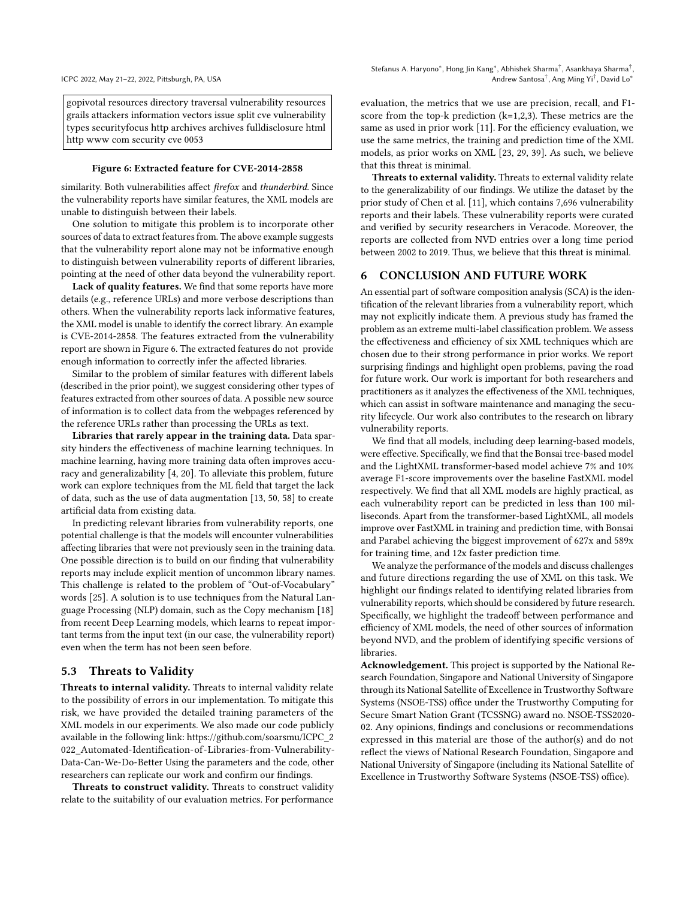gopivotal resources directory traversal vulnerability resources grails attackers information vectors issue split cve vulnerability types securityfocus http archives archives fulldisclosure html http www com security cve 0053

**Figure 6: Extracted feature for CVE-2014-2858**

similarity. Both vulnerabilities affect *firefox* and *thunderbird*. Since the vulnerability reports have similar features, the XML models are unable to distinguish between their labels.

One solution to mitigate this problem is to incorporate other sources of data to extract features from. The above example suggests that the vulnerability report alone may not be informative enough to distinguish between vulnerability reports of different libraries, pointing at the need of other data beyond the vulnerability report.

**Lack of quality features.** We find that some reports have more details (e.g., reference URLs) and more verbose descriptions than others. When the vulnerability reports lack informative features, the XML model is unable to identify the correct library. An example is CVE-2014-2858. The features extracted from the vulnerability report are shown in Figure 6. The extracted features do not provide enough information to correctly infer the affected libraries.

Similar to the problem of similar features with different labels (described in the prior point), we suggest considering other types of features extracted from other sources of data. A possible new source of information is to collect data from the webpages referenced by the reference URLs rather than processing the URLs as text.

**Libraries that rarely appear in the training data.** Data sparsity hinders the effectiveness of machine learning techniques. In machine learning, having more training data often improves accuracy and generalizability [4, 20]. To alleviate this problem, future work can explore techniques from the ML field that target the lack of data, such as the use of data augmentation [13, 50, 58] to create artificial data from existing data.

In predicting relevant libraries from vulnerability reports, one potential challenge is that the models will encounter vulnerabilities affecting libraries that were not previously seen in the training data. One possible direction is to build on our finding that vulnerability reports may include explicit mention of uncommon library names. This challenge is related to the problem of "Out-of-Vocabulary" words [25]. A solution is to use techniques from the Natural Language Processing (NLP) domain, such as the Copy mechanism [18] from recent Deep Learning models, which learns to repeat important terms from the input text (in our case, the vulnerability report) even when the term has not been seen before.

## 5.3 Threats to Validity

**Threats to internal validity.** Threats to internal validity relate to the possibility of errors in our implementation. To mitigate this risk, we have provided the detailed training parameters of the XML models in our experiments. We also made our code publicly available in the following link: https://github.com/soarsmu/ICPC_2022_Automated-Identification-of-Libraries-from-Vulnerability-Data-Can-We-Do-Better Using the parameters and the code, other researchers can replicate our work and confirm our findings.

**Threats to construct validity.** Threats to construct validity relate to the suitability of our evaluation metrics. For performance evaluation, the metrics that we use are precision, recall, and F1-score from the top-k prediction (k=1,2,3). These metrics are the same as used in prior work [11]. For the efficiency evaluation, we use the same metrics, the training and prediction time of the XML models, as prior works on XML [23, 29, 39]. As such, we believe that this threat is minimal.

**Threats to external validity.** Threats to external validity relate to the generalizability of our findings. We utilize the dataset by the prior study of Chen et al. [11], which contains 7,696 vulnerability reports and their labels. These vulnerability reports were curated and verified by security researchers in Veracode. Moreover, the reports are collected from NVD entries over a long time period between 2002 to 2019. Thus, we believe that this threat is minimal.

# 6 CONCLUSION AND FUTURE WORK

An essential part of software composition analysis (SCA) is the identification of the relevant libraries from a vulnerability report, which may not explicitly indicate them. A previous study has framed the problem as an extreme multi-label classification problem. We assess the effectiveness and efficiency of six XML techniques which are chosen due to their strong performance in prior works. We report surprising findings and highlight open problems, paving the road for future work. Our work is important for both researchers and practitioners as it analyzes the effectiveness of the XML techniques, which can assist in software maintenance and managing the security lifecycle. Our work also contributes to the research on library vulnerability reports.

We find that all models, including deep learning-based models, were effective. Specifically, we find that the Bonsai tree-based model and the LightXML transformer-based model achieve 7% and 10% average F1-score improvements over the baseline FastXML model respectively. We find that all XML models are highly practical, as each vulnerability report can be predicted in less than 100 milliseconds. Apart from the transformer-based LightXML, all models improve over FastXML in training and prediction time, with Bonsai and Parabel achieving the biggest improvement of 627x and 589x for training time, and 12x faster prediction time.

We analyze the performance of the models and discuss challenges and future directions regarding the use of XML on this task. We highlight our findings related to identifying related libraries from vulnerability reports, which should be considered by future research. Specifically, we highlight the tradeoff between performance and efficiency of XML models, the need of other sources of information beyond NVD, and the problem of identifying specific versions of libraries.

**Acknowledgement.** This project is supported by the National Research Foundation, Singapore and National University of Singapore through its National Satellite of Excellence in Trustworthy Software Systems (NSOE-TSS) office under the Trustworthy Computing for Secure Smart Nation Grant (TCSSNG) award no. NSOE-TSS2020-02. Any opinions, findings and conclusions or recommendations expressed in this material are those of the author(s) and do not reflect the views of National Research Foundation, Singapore and National University of Singapore (including its National Satellite of Excellence in Trustworthy Software Systems (NSOE-TSS) office).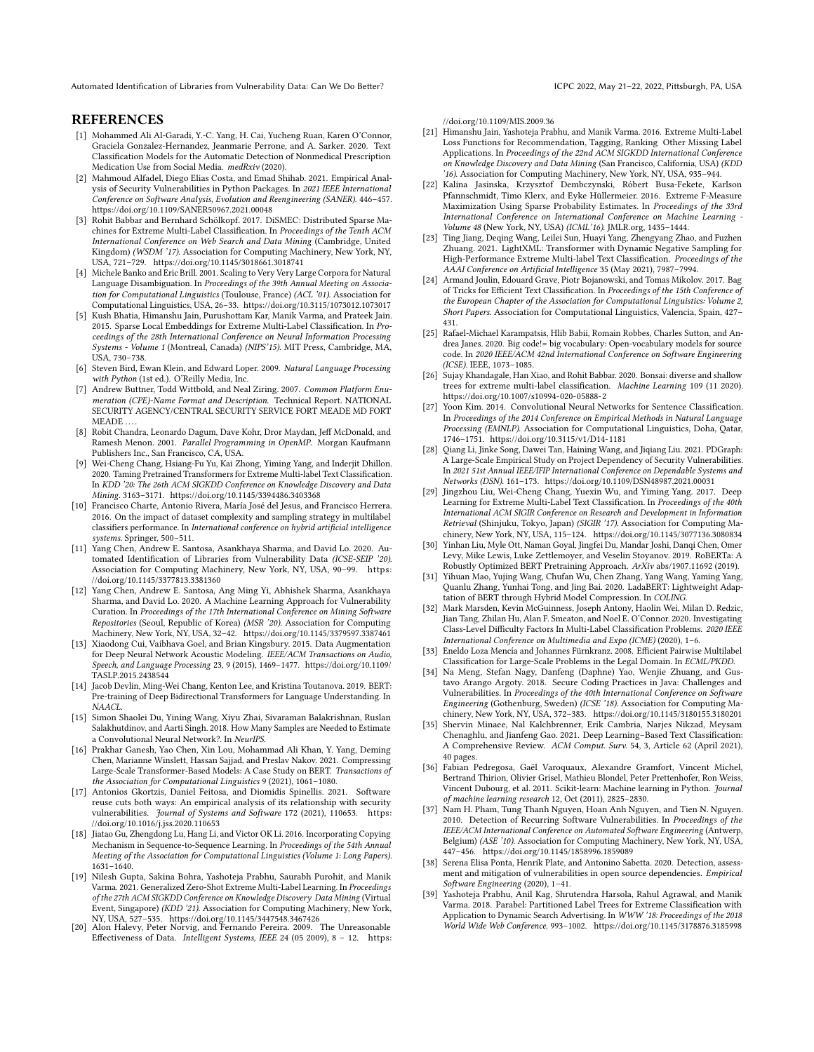## REFERENCES

[1] Mohammed Ali Al-Garadi, Y.-C. Yang, H. Cai, Yucheng Ruan, Karen O'Connor, Graciela Gonzalez-Hernandez, Jeanmarie Perrone, and A. Sarker. 2020. Text Classification Models for the Automatic Detection of Nonmedical Prescription Medication Use from Social Media. *medRxiv* (2020).

[2] Mahmoud Alfadel, Diego Elias Costa, and Emad Shihab. 2021. Empirical Analysis of Security Vulnerabilities in Python Packages. In *2021 IEEE International Conference on Software Analysis, Evolution and Reengineering (SANER)*. 446–457. https://doi.org/10.1109/SANER50967.2021.00048

[3] Rohit Babbar and Bernhard Schölkopf. 2017. DiSMEC: Distributed Sparse Machines for Extreme Multi-Label Classification. In *Proceedings of the Tenth ACM International Conference on Web Search and Data Mining* (Cambridge, United Kingdom) *(WSDM '17)*. Association for Computing Machinery, New York, NY, USA, 721–729. https://doi.org/10.1145/3018661.3018741

[4] Michele Banko and Eric Brill. 2001. Scaling to Very Very Large Corpora for Natural Language Disambiguation. In *Proceedings of the 39th Annual Meeting on Association for Computational Linguistics* (Toulouse, France) *(ACL '01)*. Association for Computational Linguistics, USA, 26–33. https://doi.org/10.3115/1073012.1073017

[5] Kush Bhatia, Himanshu Jain, Purushottam Kar, Manik Varma, and Prateek Jain. 2015. Sparse Local Embeddings for Extreme Multi-Label Classification. In *Proceedings of the 28th International Conference on Neural Information Processing Systems - Volume 1* (Montreal, Canada) *(NIPS'15)*. MIT Press, Cambridge, MA, USA, 730–738.

[6] Steven Bird, Ewan Klein, and Edward Loper. 2009. *Natural Language Processing with Python* (1st ed.). O'Reilly Media, Inc.

[7] Andrew Buttner, Todd Wittbold, and Neal Ziring. 2007. *Common Platform Enumeration (CPE)-Name Format and Description*. Technical Report. NATIONAL SECURITY AGENCY/CENTRAL SECURITY SERVICE FORT MEADE MD FORT MEADE ....

[8] Robit Chandra, Leonardo Dagum, Dave Kohr, Dror Maydan, Jeff McDonald, and Ramesh Menon. 2001. *Parallel Programming in OpenMP*. Morgan Kaufmann Publishers Inc., San Francisco, CA, USA.

[9] Wei-Cheng Chang, Hsiang-Fu Yu, Kai Zhong, Yiming Yang, and Inderjit Dhillon. 2020. Taming Pretrained Transformers for Extreme Multi-label Text Classification. In *KDD '20: The 26th ACM SIGKDD Conference on Knowledge Discovery and Data Mining*. 3163–3171. https://doi.org/10.1145/3394486.3403368

[10] Francisco Charte, Antonio Rivera, María José del Jesus, and Francisco Herrera. 2016. On the impact of dataset complexity and sampling strategy in multilabel classifiers performance. In *International conference on hybrid artificial intelligence systems*. Springer, 500–511.

[11] Yang Chen, Andrew E. Santosa, Asankhaya Sharma, and David Lo. 2020. Automated Identification of Libraries from Vulnerability Data *(ICSE-SEIP '20)*. Association for Computing Machinery, New York, NY, USA, 90–99. https://doi.org/10.1145/3377813.3381360

[12] Yang Chen, Andrew E. Santosa, Ang Ming Yi, Abhishek Sharma, Asankhaya Sharma, and David Lo. 2020. A Machine Learning Approach for Vulnerability Curation. In *Proceedings of the 17th International Conference on Mining Software Repositories* (Seoul, Republic of Korea) *(MSR '20)*. Association for Computing Machinery, New York, NY, USA, 32–42. https://doi.org/10.1145/3379597.3387461

[13] Xiaodong Cui, Vaibhava Goel, and Brian Kingsbury. 2015. Data Augmentation for Deep Neural Network Acoustic Modeling. *IEEE/ACM Transactions on Audio, Speech, and Language Processing* 23, 9 (2015), 1469–1477. https://doi.org/10.1109/TASLP.2015.2438544

[14] Jacob Devlin, Ming-Wei Chang, Kenton Lee, and Kristina Toutanova. 2019. BERT: Pre-training of Deep Bidirectional Transformers for Language Understanding. In *NAACL*.

[15] Simon Shaolei Du, Yining Wang, Xiyu Zhai, Sivaraman Balakrishnan, Ruslan Salakhutdinov, and Aarti Singh. 2018. How Many Samples are Needed to Estimate a Convolutional Neural Network?. In *NeurIPS*.

[16] Prakhar Ganesh, Yao Chen, Xin Lou, Mohammad Ali Khan, Y. Yang, Deming Chen, Marianne Winslett, Hassan Sajjad, and Preslav Nakov. 2021. Compressing Large-Scale Transformer-Based Models: A Case Study on BERT. *Transactions of the Association for Computational Linguistics* 9 (2021), 1061–1080.

[17] Antonios Gkortzis, Daniel Feitosa, and Diomidis Spinellis. 2021. Software reuse cuts both ways: An empirical analysis of its relationship with security vulnerabilities. *Journal of Systems and Software* 172 (2021), 110653. https://doi.org/10.1016/j.jss.2020.110653

[18] Jiatao Gu, Zhengdong Lu, Hang Li, and Victor OK Li. 2016. Incorporating Copying Mechanism in Sequence-to-Sequence Learning. In *Proceedings of the 54th Annual Meeting of the Association for Computational Linguistics (Volume 1: Long Papers)*. 1631–1640.

[19] Nilesh Gupta, Sakina Bohra, Yashoteja Prabhu, Saurabh Purohit, and Manik Varma. 2021. Generalized Zero-Shot Extreme Multi-Label Learning. In *Proceedings of the 27th ACM SIGKDD Conference on Knowledge Discovery Data Mining* (Virtual Event, Singapore) *(KDD '21)*. Association for Computing Machinery, New York, NY, USA, 527–535. https://doi.org/10.1145/3447548.3467426

[20] Alon Halevy, Peter Norvig, and Fernando Pereira. 2009. The Unreasonable Effectiveness of Data. *Intelligent Systems, IEEE* 24 (05 2009), 8 – 12. https://doi.org/10.1109/MIS.2009.36

[21] Himanshu Jain, Yashoteja Prabhu, and Manik Varma. 2016. Extreme Multi-Label Loss Functions for Recommendation, Tagging, Ranking Other Missing Label Applications. In *Proceedings of the 22nd ACM SIGKDD International Conference on Knowledge Discovery and Data Mining* (San Francisco, California, USA) *(KDD '16)*. Association for Computing Machinery, New York, NY, USA, 935–944.

[22] Kalina Jasinska, Krzysztof Dembczynski, Róbert Busa-Fekete, Karlson Pfannschmidt, Timo Klerx, and Eyke Hüllermeier. 2016. Extreme F-Measure Maximization Using Sparse Probability Estimates. In *Proceedings of the 33rd International Conference on International Conference on Machine Learning - Volume 48* (New York, NY, USA) *(ICML'16)*. JMLR.org, 1435–1444.

[23] Ting Jiang, Deqing Wang, Leilei Sun, Huayi Yang, Zhengyang Zhao, and Fuzhen Zhuang. 2021. LightXML: Transformer with Dynamic Negative Sampling for High-Performance Extreme Multi-label Text Classification. *Proceedings of the AAAI Conference on Artificial Intelligence* 35 (May 2021), 7987–7994.

[24] Armand Joulin, Edouard Grave, Piotr Bojanowski, and Tomas Mikolov. 2017. Bag of Tricks for Efficient Text Classification. In *Proceedings of the 15th Conference of the European Chapter of the Association for Computational Linguistics: Volume 2, Short Papers*. Association for Computational Linguistics, Valencia, Spain, 427–431.

[25] Rafael-Michael Karampatsis, Hlib Babii, Romain Robbes, Charles Sutton, and Andrea Janes. 2020. Big code!= big vocabulary: Open-vocabulary models for source code. In *2020 IEEE/ACM 42nd International Conference on Software Engineering (ICSE)*. IEEE, 1073–1085.

[26] Sujay Khandagale, Han Xiao, and Rohit Babbar. 2020. Bonsai: diverse and shallow trees for extreme multi-label classification. *Machine Learning* 109 (11 2020). https://doi.org/10.1007/s10994-020-05888-2

[27] Yoon Kim. 2014. Convolutional Neural Networks for Sentence Classification. In *Proceedings of the 2014 Conference on Empirical Methods in Natural Language Processing (EMNLP)*. Association for Computational Linguistics, Doha, Qatar, 1746–1751. https://doi.org/10.3115/v1/D14-1181

[28] Qiang Li, Jinke Song, Dawei Tan, Haining Wang, and Jiqiang Liu. 2021. PDGraph: A Large-Scale Empirical Study on Project Dependency of Security Vulnerabilities. In *2021 51st Annual IEEE/IFIP International Conference on Dependable Systems and Networks (DSN)*. 161–173. https://doi.org/10.1109/DSN48987.2021.00031

[29] Jingzhou Liu, Wei-Cheng Chang, Yuexin Wu, and Yiming Yang. 2017. Deep Learning for Extreme Multi-Label Text Classification. In *Proceedings of the 40th International ACM SIGIR Conference on Research and Development in Information Retrieval* (Shinjuku, Tokyo, Japan) *(SIGIR '17)*. Association for Computing Machinery, New York, NY, USA, 115–124. https://doi.org/10.1145/3077136.3080834

[30] Yinhan Liu, Myle Ott, Naman Goyal, Jingfei Du, Mandar Joshi, Danqi Chen, Omer Levy, Mike Lewis, Luke Zettlemoyer, and Veselin Stoyanov. 2019. RoBERTa: A Robustly Optimized BERT Pretraining Approach. *ArXiv* abs/1907.11692 (2019).

[31] Yihuan Mao, Yujing Wang, Chufan Wu, Chen Zhang, Yang Wang, Yaming Yang, Quanlu Zhang, Yunhai Tong, and Jing Bai. 2020. LadaBERT: Lightweight Adaptation of BERT through Hybrid Model Compression. In *COLING*.

[32] Mark Marsden, Kevin McGuinness, Joseph Antony, Haolin Wei, Milan D. Redzic, Jian Tang, Zhilan Hu, Alan F. Smeaton, and Noel E. O'Connor. 2020. Investigating Class-Level Difficulty Factors In Multi-Label Classification Problems. *2020 IEEE International Conference on Multimedia and Expo (ICME)* (2020), 1–6.

[33] Eneldo Loza Mencía and Johannes Fürnkranz. 2008. Efficient Pairwise Multilabel Classification for Large-Scale Problems in the Legal Domain. In *ECML/PKDD*.

[34] Na Meng, Stefan Nagy, Danfeng (Daphne) Yao, Wenjie Zhuang, and Gustavo Arango Argoty. 2018. Secure Coding Practices in Java: Challenges and Vulnerabilities. In *Proceedings of the 40th International Conference on Software Engineering* (Gothenburg, Sweden) *(ICSE '18)*. Association for Computing Machinery, New York, NY, USA, 372–383. https://doi.org/10.1145/3180155.3180201

[35] Shervin Minaee, Nal Kalchbrenner, Erik Cambria, Narjes Nikzad, Meysam Chenaghlu, and Jianfeng Gao. 2021. Deep Learning–Based Text Classification: A Comprehensive Review. *ACM Comput. Surv.* 54, 3, Article 62 (April 2021), 40 pages.

[36] Fabian Pedregosa, Gaël Varoquaux, Alexandre Gramfort, Vincent Michel, Bertrand Thirion, Olivier Grisel, Mathieu Blondel, Peter Prettenhofer, Ron Weiss, Vincent Dubourg, et al. 2011. Scikit-learn: Machine learning in Python. *Journal of machine learning research* 12, Oct (2011), 2825–2830.

[37] Nam H. Pham, Tung Thanh Nguyen, Hoan Anh Nguyen, and Tien N. Nguyen. 2010. Detection of Recurring Software Vulnerabilities. In *Proceedings of the IEEE/ACM International Conference on Automated Software Engineering* (Antwerp, Belgium) *(ASE '10)*. Association for Computing Machinery, New York, NY, USA, 447–456. https://doi.org/10.1145/1858996.1859089

[38] Serena Elisa Ponta, Henrik Plate, and Antonino Sabetta. 2020. Detection, assessment and mitigation of vulnerabilities in open source dependencies. *Empirical Software Engineering* (2020), 1–41.

[39] Yashoteja Prabhu, Anil Kag, Shrutendra Harsola, Rahul Agrawal, and Manik Varma. 2018. Parabel: Partitioned Label Trees for Extreme Classification with Application to Dynamic Search Advertising. In *WWW '18: Proceedings of the 2018 World Wide Web Conference*. 993–1002. https://doi.org/10.1145/3178876.3185998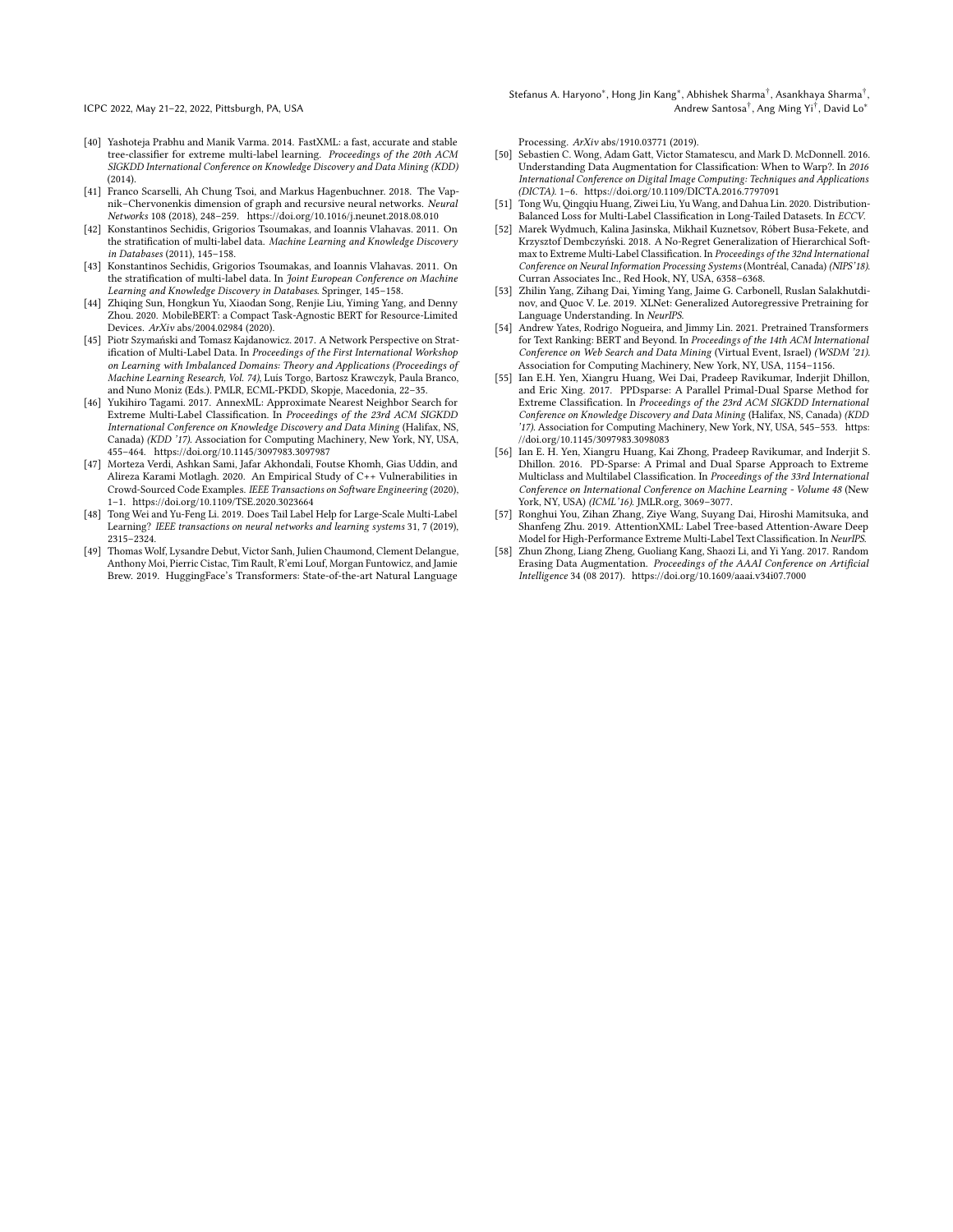[40] Yashoteja Prabhu and Manik Varma. 2014. FastXML: a fast, accurate and stable tree-classifier for extreme multi-label learning. *Proceedings of the 20th ACM SIGKDD International Conference on Knowledge Discovery and Data Mining (KDD)* (2014).

[41] Franco Scarselli, Ah Chung Tsoi, and Markus Hagenbuchner. 2018. The Vapnik–Chervonenkis dimension of graph and recursive neural networks. *Neural Networks* 108 (2018), 248–259. https://doi.org/10.1016/j.neunet.2018.08.010

[42] Konstantinos Sechidis, Grigorios Tsoumakas, and Ioannis Vlahavas. 2011. On the stratification of multi-label data. *Machine Learning and Knowledge Discovery in Databases* (2011), 145–158.

[43] Konstantinos Sechidis, Grigorios Tsoumakas, and Ioannis Vlahavas. 2011. On the stratification of multi-label data. In *Joint European Conference on Machine Learning and Knowledge Discovery in Databases*. Springer, 145–158.

[44] Zhiqing Sun, Hongkun Yu, Xiaodan Song, Renjie Liu, Yiming Yang, and Denny Zhou. 2020. MobileBERT: a Compact Task-Agnostic BERT for Resource-Limited Devices. *ArXiv* abs/2004.02984 (2020).

[45] Piotr Szymański and Tomasz Kajdanowicz. 2017. A Network Perspective on Stratification of Multi-Label Data. In *Proceedings of the First International Workshop on Learning with Imbalanced Domains: Theory and Applications (Proceedings of Machine Learning Research, Vol. 74)*, Luís Torgo, Bartosz Krawczyk, Paula Branco, and Nuno Moniz (Eds.). PMLR, ECML-PKDD, Skopje, Macedonia, 22–35.

[46] Yukihiro Tagami. 2017. AnnexML: Approximate Nearest Neighbor Search for Extreme Multi-Label Classification. In *Proceedings of the 23rd ACM SIGKDD International Conference on Knowledge Discovery and Data Mining* (Halifax, NS, Canada) *(KDD '17)*. Association for Computing Machinery, New York, NY, USA, 455–464. https://doi.org/10.1145/3097983.3097987

[47] Morteza Verdi, Ashkan Sami, Jafar Akhondali, Foutse Khomh, Gias Uddin, and Alireza Karami Motlagh. 2020. An Empirical Study of C++ Vulnerabilities in Crowd-Sourced Code Examples. *IEEE Transactions on Software Engineering* (2020), 1–1. https://doi.org/10.1109/TSE.2020.3023664

[48] Tong Wei and Yu-Feng Li. 2019. Does Tail Label Help for Large-Scale Multi-Label Learning? *IEEE transactions on neural networks and learning systems* 31, 7 (2019), 2315–2324.

[49] Thomas Wolf, Lysandre Debut, Victor Sanh, Julien Chaumond, Clement Delangue, Anthony Moi, Pierric Cistac, Tim Rault, R'emi Louf, Morgan Funtowicz, and Jamie Brew. 2019. HuggingFace's Transformers: State-of-the-art Natural Language Processing. *ArXiv* abs/1910.03771 (2019).

[50] Sebastien C. Wong, Adam Gatt, Victor Stamatescu, and Mark D. McDonnell. 2016. Understanding Data Augmentation for Classification: When to Warp?. In *2016 International Conference on Digital Image Computing: Techniques and Applications (DICTA)*. 1–6. https://doi.org/10.1109/DICTA.2016.7797091

[51] Tong Wu, Qingqiu Huang, Ziwei Liu, Yu Wang, and Dahua Lin. 2020. Distribution-Balanced Loss for Multi-Label Classification in Long-Tailed Datasets. In *ECCV*.

[52] Marek Wydmuch, Kalina Jasinska, Mikhail Kuznetsov, Róbert Busa-Fekete, and Krzysztof Dembczyński. 2018. A No-Regret Generalization of Hierarchical Softmax to Extreme Multi-Label Classification. In *Proceedings of the 32nd International Conference on Neural Information Processing Systems* (Montréal, Canada) *(NIPS'18)*. Curran Associates Inc., Red Hook, NY, USA, 6358–6368.

[53] Zhilin Yang, Zihang Dai, Yiming Yang, Jaime G. Carbonell, Ruslan Salakhutdinov, and Quoc V. Le. 2019. XLNet: Generalized Autoregressive Pretraining for Language Understanding. In *NeurIPS*.

[54] Andrew Yates, Rodrigo Nogueira, and Jimmy Lin. 2021. Pretrained Transformers for Text Ranking: BERT and Beyond. In *Proceedings of the 14th ACM International Conference on Web Search and Data Mining* (Virtual Event, Israel) *(WSDM '21)*. Association for Computing Machinery, New York, NY, USA, 1154–1156.

[55] Ian E.H. Yen, Xiangru Huang, Wei Dai, Pradeep Ravikumar, Inderjit Dhillon, and Eric Xing. 2017. PPDsparse: A Parallel Primal-Dual Sparse Method for Extreme Classification. In *Proceedings of the 23rd ACM SIGKDD International Conference on Knowledge Discovery and Data Mining* (Halifax, NS, Canada) *(KDD '17)*. Association for Computing Machinery, New York, NY, USA, 545–553. https://doi.org/10.1145/3097983.3098083

[56] Ian E. H. Yen, Xiangru Huang, Kai Zhong, Pradeep Ravikumar, and Inderjit S. Dhillon. 2016. PD-Sparse: A Primal and Dual Sparse Approach to Extreme Multiclass and Multilabel Classification. In *Proceedings of the 33rd International Conference on International Conference on Machine Learning - Volume 48* (New York, NY, USA) *(ICML'16)*. JMLR.org, 3069–3077.

[57] Ronghui You, Zihan Zhang, Ziye Wang, Suyang Dai, Hiroshi Mamitsuka, and Shanfeng Zhu. 2019. AttentionXML: Label Tree-based Attention-Aware Deep Model for High-Performance Extreme Multi-Label Text Classification. In *NeurIPS*.

[58] Zhun Zhong, Liang Zheng, Guoliang Kang, Shaozi Li, and Yi Yang. 2017. Random Erasing Data Augmentation. *Proceedings of the AAAI Conference on Artificial Intelligence* 34 (08 2017). https://doi.org/10.1609/aaai.v34i07.7000